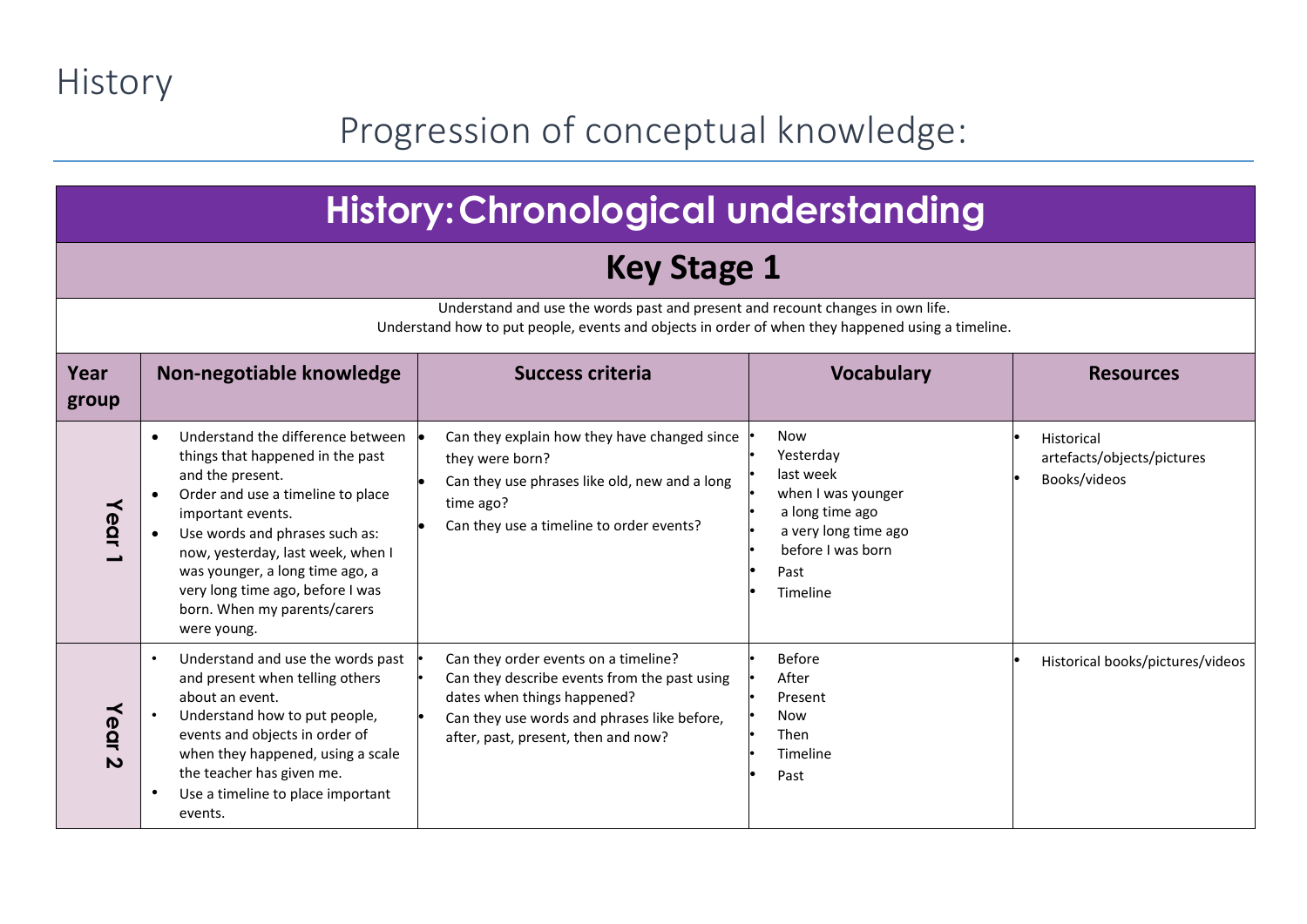# History

## Progression of conceptual knowledge:

## History: Chronological understanding

### Key Stage 1

Understand and use the words past and present and recount changes in own life.
Understand how to put people, events and objects in order of when they happened using a timeline.

| Year group | Non-negotiable knowledge | Success criteria | Vocabulary | Resources |
|---|---|---|---|---|
| Year 1 | • Understand the difference between things that happened in the past and the present.<br>• Order and use a timeline to place important events.<br>• Use words and phrases such as: now, yesterday, last week, when I was younger, a long time ago, a very long time ago, before I was born. When my parents/carers were young. | • Can they explain how they have changed since they were born?<br>• Can they use phrases like old, new and a long time ago?<br>• Can they use a timeline to order events? | • Now<br>• Yesterday<br>• last week<br>• when I was younger<br>• a long time ago<br>• a very long time ago<br>• before I was born<br>• Past<br>• Timeline | • Historical artefacts/objects/pictures<br>• Books/videos |
| Year 2 | • Understand and use the words past and present when telling others about an event.<br>• Understand how to put people, events and objects in order of when they happened, using a scale the teacher has given me.<br>• Use a timeline to place important events. | • Can they order events on a timeline?<br>• Can they describe events from the past using dates when things happened?<br>• Can they use words and phrases like before, after, past, present, then and now? | • Before<br>• After<br>• Present<br>• Now<br>• Then<br>• Timeline<br>• Past | • Historical books/pictures/videos |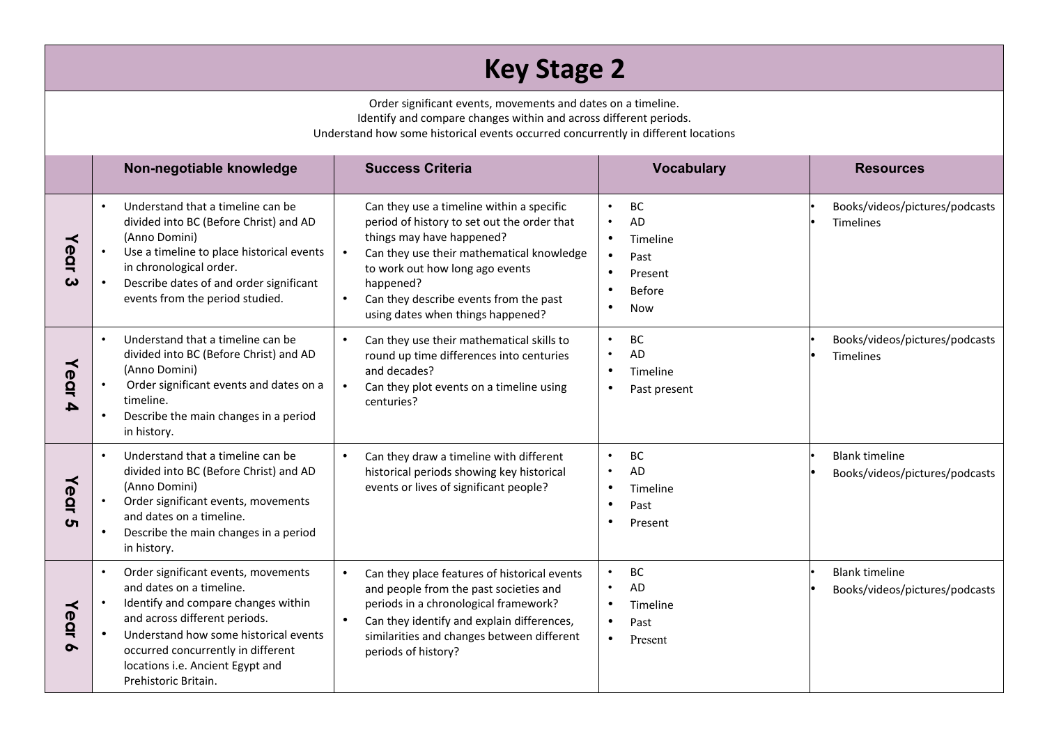# Key Stage 2

Order significant events, movements and dates on a timeline.
Identify and compare changes within and across different periods.
Understand how some historical events occurred concurrently in different locations

| | Non-negotiable knowledge | Success Criteria | Vocabulary | Resources |
|---|---|---|---|---|
| Year 3 | • Understand that a timeline can be divided into BC (Before Christ) and AD (Anno Domini)<br>• Use a timeline to place historical events in chronological order.<br>• Describe dates of and order significant events from the period studied. | Can they use a timeline within a specific period of history to set out the order that things may have happened?<br>• Can they use their mathematical knowledge to work out how long ago events happened?<br>• Can they describe events from the past using dates when things happened? | • BC<br>• AD<br>• Timeline<br>• Past<br>• Present<br>• Before<br>• Now | • Books/videos/pictures/podcasts<br>• Timelines |
| Year 4 | • Understand that a timeline can be divided into BC (Before Christ) and AD (Anno Domini)<br>• Order significant events and dates on a timeline.<br>• Describe the main changes in a period in history. | • Can they use their mathematical skills to round up time differences into centuries and decades?<br>• Can they plot events on a timeline using centuries? | • BC<br>• AD<br>• Timeline<br>• Past present | • Books/videos/pictures/podcasts<br>• Timelines |
| Year 5 | • Understand that a timeline can be divided into BC (Before Christ) and AD (Anno Domini)<br>• Order significant events, movements and dates on a timeline.<br>• Describe the main changes in a period in history. | • Can they draw a timeline with different historical periods showing key historical events or lives of significant people? | • BC<br>• AD<br>• Timeline<br>• Past<br>• Present | • Blank timeline<br>• Books/videos/pictures/podcasts |
| Year 6 | • Order significant events, movements and dates on a timeline.<br>• Identify and compare changes within and across different periods.<br>• Understand how some historical events occurred concurrently in different locations i.e. Ancient Egypt and Prehistoric Britain. | • Can they place features of historical events and people from the past societies and periods in a chronological framework?<br>• Can they identify and explain differences, similarities and changes between different periods of history? | • BC<br>• AD<br>• Timeline<br>• Past<br>• Present | • Blank timeline<br>• Books/videos/pictures/podcasts |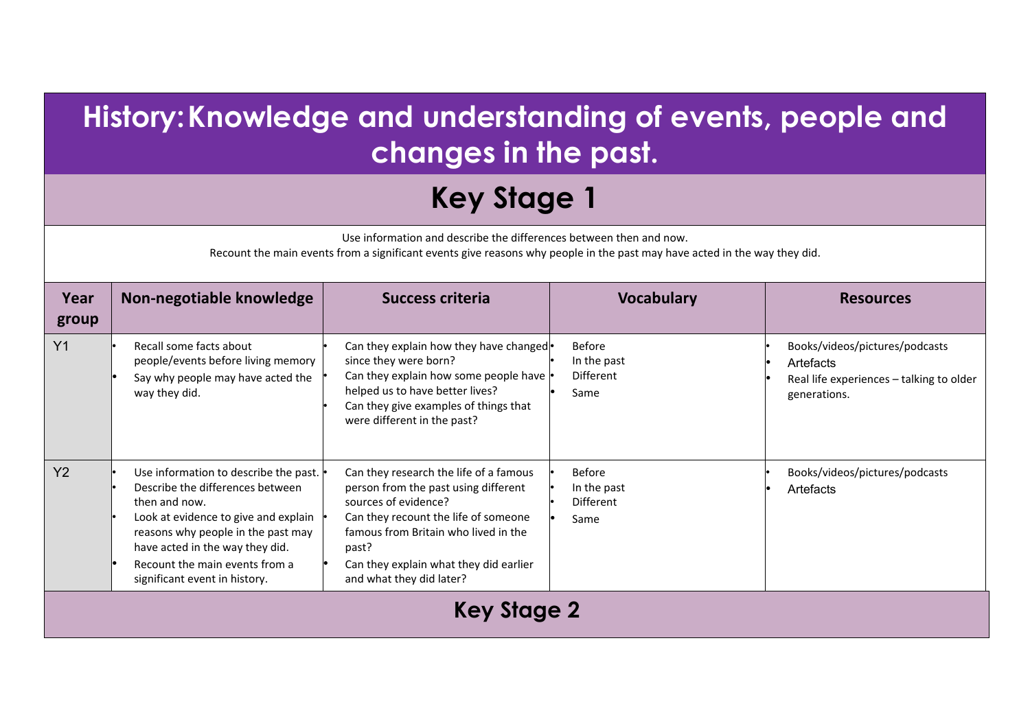# History: Knowledge and understanding of events, people and changes in the past.

## Key Stage 1

Use information and describe the differences between then and now.
Recount the main events from a significant events give reasons why people in the past may have acted in the way they did.

| Year group | Non-negotiable knowledge | Success criteria | Vocabulary | Resources |
|---|---|---|---|---|
| Y1 | • Recall some facts about people/events before living memory<br>• Say why people may have acted the way they did. | • Can they explain how they have changed since they were born?<br>• Can they explain how some people have helped us to have better lives?<br>• Can they give examples of things that were different in the past? | • Before<br>• In the past<br>• Different<br>• Same | • Books/videos/pictures/podcasts<br>• Artefacts<br>• Real life experiences – talking to older generations. |
| Y2 | • Use information to describe the past.<br>• Describe the differences between then and now.<br>• Look at evidence to give and explain reasons why people in the past may have acted in the way they did.<br>• Recount the main events from a significant event in history. | • Can they research the life of a famous person from the past using different sources of evidence?<br>• Can they recount the life of someone famous from Britain who lived in the past?<br>• Can they explain what they did earlier and what they did later? | • Before<br>• In the past<br>• Different<br>• Same | • Books/videos/pictures/podcasts<br>• Artefacts |

## Key Stage 2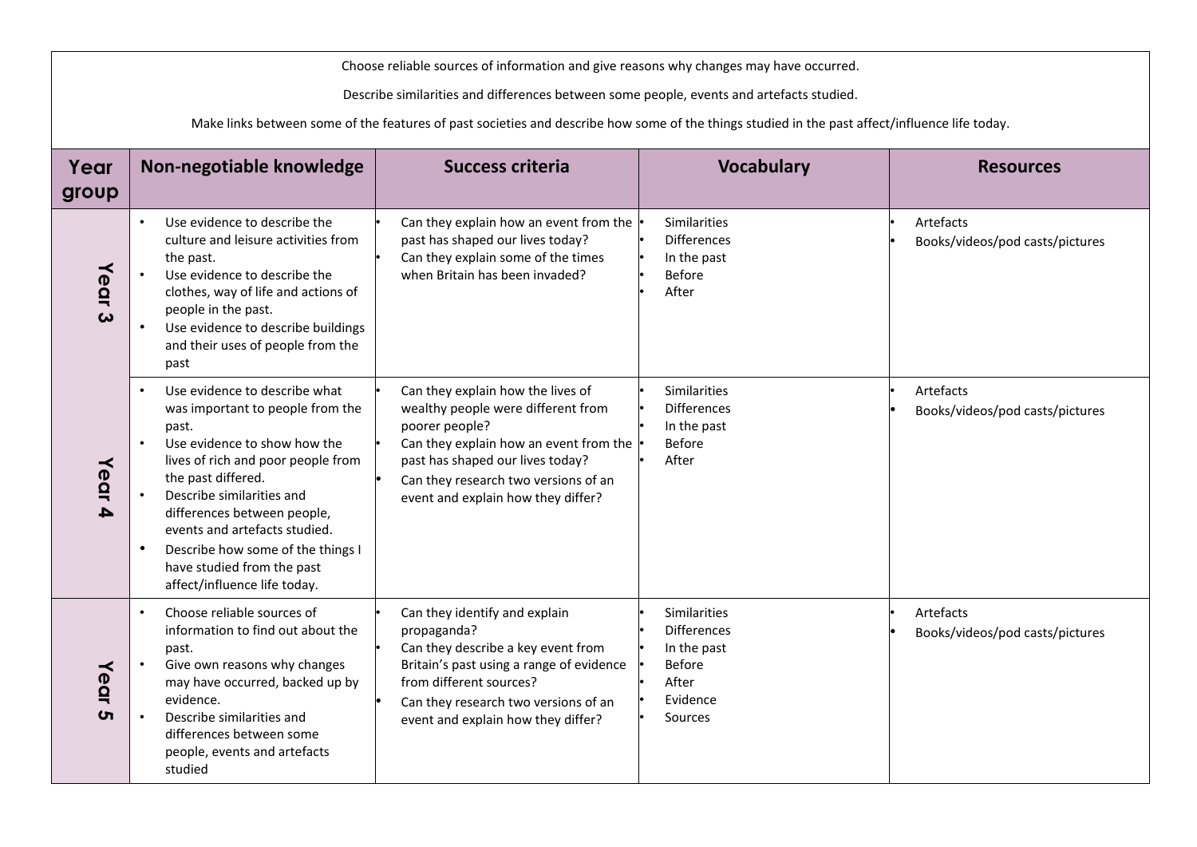Choose reliable sources of information and give reasons why changes may have occurred.

Describe similarities and differences between some people, events and artefacts studied.

Make links between some of the features of past societies and describe how some of the things studied in the past affect/influence life today.

| Year group | Non-negotiable knowledge | Success criteria | Vocabulary | Resources |
|---|---|---|---|---|
| Year 3 | • Use evidence to describe the culture and leisure activities from the past.<br>• Use evidence to describe the clothes, way of life and actions of people in the past.<br>• Use evidence to describe buildings and their uses of people from the past | • Can they explain how an event from the past has shaped our lives today?<br>• Can they explain some of the times when Britain has been invaded? | • Similarities<br>• Differences<br>• In the past<br>• Before<br>• After | • Artefacts<br>• Books/videos/pod casts/pictures |
| Year 4 | • Use evidence to describe what was important to people from the past.<br>• Use evidence to show how the lives of rich and poor people from the past differed.<br>• Describe similarities and differences between people, events and artefacts studied.<br>• Describe how some of the things I have studied from the past affect/influence life today. | • Can they explain how the lives of wealthy people were different from poorer people?<br>• Can they explain how an event from the past has shaped our lives today?<br>• Can they research two versions of an event and explain how they differ? | • Similarities<br>• Differences<br>• In the past<br>• Before<br>• After | • Artefacts<br>• Books/videos/pod casts/pictures |
| Year 5 | • Choose reliable sources of information to find out about the past.<br>• Give own reasons why changes may have occurred, backed up by evidence.<br>• Describe similarities and differences between some people, events and artefacts studied | • Can they identify and explain propaganda?<br>• Can they describe a key event from Britain's past using a range of evidence from different sources?<br>• Can they research two versions of an event and explain how they differ? | • Similarities<br>• Differences<br>• In the past<br>• Before<br>• After<br>• Evidence<br>• Sources | • Artefacts<br>• Books/videos/pod casts/pictures |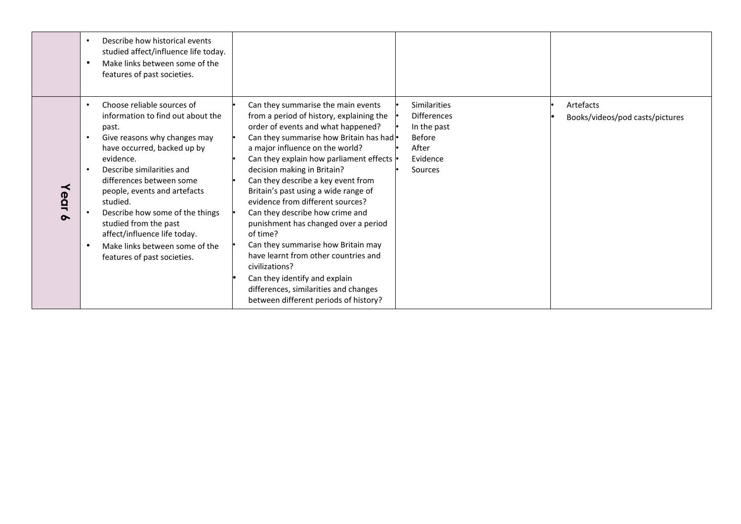| | | | | |
|---|---|---|---|---|
| | • Describe how historical events studied affect/influence life today.<br>• Make links between some of the features of past societies. | | | |
| **Year 6** | • Choose reliable sources of information to find out about the past.<br>• Give reasons why changes may have occurred, backed up by evidence.<br>• Describe similarities and differences between some people, events and artefacts studied.<br>• Describe how some of the things studied from the past affect/influence life today.<br>• Make links between some of the features of past societies. | • Can they summarise the main events from a period of history, explaining the order of events and what happened?<br>• Can they summarise how Britain has had a major influence on the world?<br>• Can they explain how parliament effects decision making in Britain?<br>• Can they describe a key event from Britain's past using a wide range of evidence from different sources?<br>• Can they describe how crime and punishment has changed over a period of time?<br>• Can they summarise how Britain may have learnt from other countries and civilizations?<br>• Can they identify and explain differences, similarities and changes between different periods of history? | • Similarities<br>• Differences<br>• In the past<br>• Before<br>• After<br>• Evidence<br>• Sources | • Artefacts<br>• Books/videos/pod casts/pictures |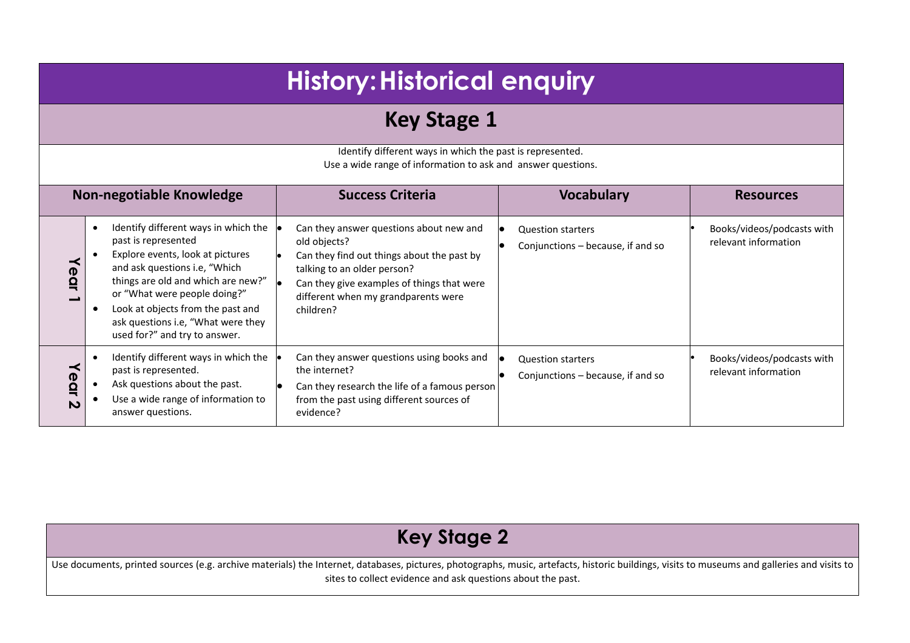# History: Historical enquiry

## Key Stage 1

Identify different ways in which the past is represented.
Use a wide range of information to ask and answer questions.

| | Non-negotiable Knowledge | Success Criteria | Vocabulary | Resources |
|---|---|---|---|---|
| Year 1 | • Identify different ways in which the past is represented<br>• Explore events, look at pictures and ask questions i.e, "Which things are old and which are new?" or "What were people doing?"<br>• Look at objects from the past and ask questions i.e, "What were they used for?" and try to answer. | • Can they answer questions about new and old objects?<br>• Can they find out things about the past by talking to an older person?<br>• Can they give examples of things that were different when my grandparents were children? | • Question starters<br>• Conjunctions – because, if and so | • Books/videos/podcasts with relevant information |
| Year 2 | • Identify different ways in which the past is represented.<br>• Ask questions about the past.<br>• Use a wide range of information to answer questions. | • Can they answer questions using books and the internet?<br>• Can they research the life of a famous person from the past using different sources of evidence? | • Question starters<br>• Conjunctions – because, if and so | • Books/videos/podcasts with relevant information |

## Key Stage 2

Use documents, printed sources (e.g. archive materials) the Internet, databases, pictures, photographs, music, artefacts, historic buildings, visits to museums and galleries and visits to sites to collect evidence and ask questions about the past.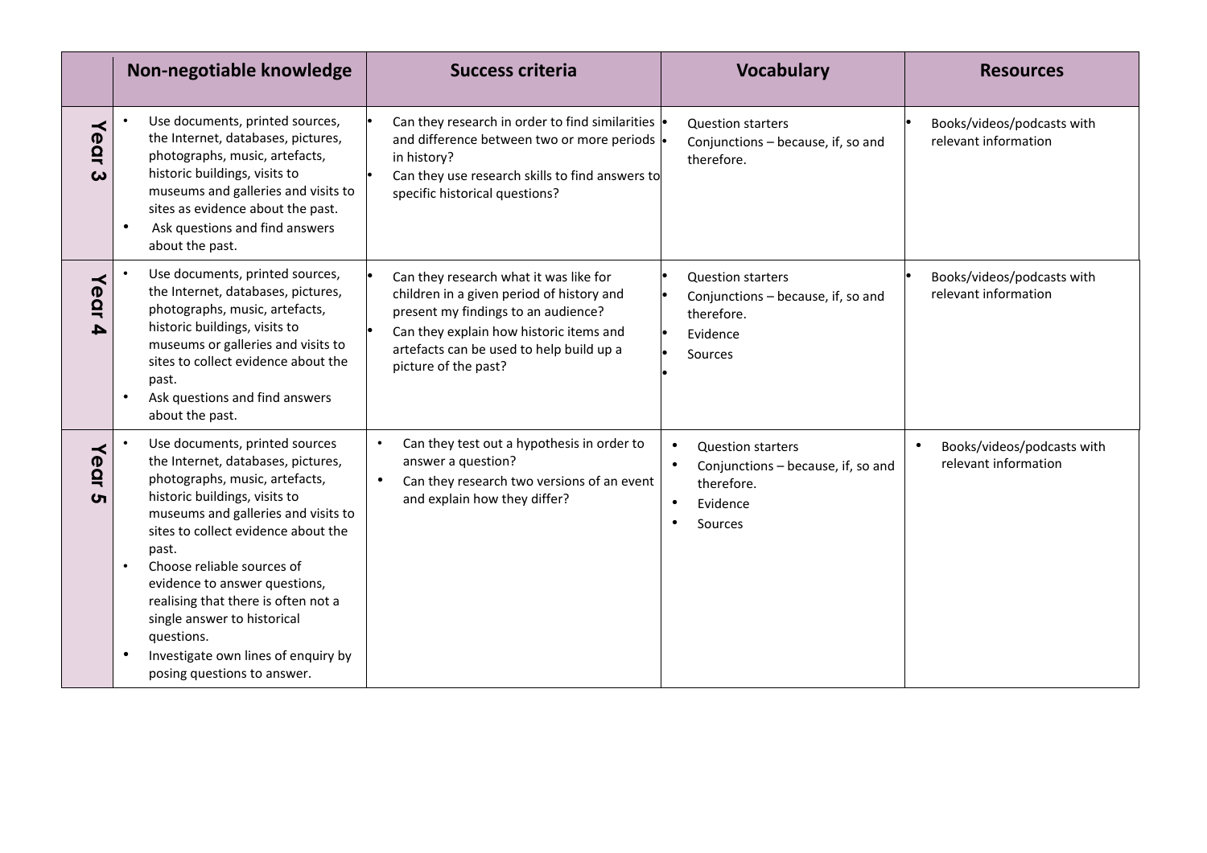| | Non-negotiable knowledge | Success criteria | Vocabulary | Resources |
|---|---|---|---|---|
| Year 3 | • Use documents, printed sources, the Internet, databases, pictures, photographs, music, artefacts, historic buildings, visits to museums and galleries and visits to sites as evidence about the past.<br>• Ask questions and find answers about the past. | • Can they research in order to find similarities and difference between two or more periods in history?<br>• Can they use research skills to find answers to specific historical questions? | • Question starters<br>• Conjunctions – because, if, so and therefore. | • Books/videos/podcasts with relevant information |
| Year 4 | • Use documents, printed sources, the Internet, databases, pictures, photographs, music, artefacts, historic buildings, visits to museums or galleries and visits to sites to collect evidence about the past.<br>• Ask questions and find answers about the past. | • Can they research what it was like for children in a given period of history and present my findings to an audience?<br>• Can they explain how historic items and artefacts can be used to help build up a picture of the past? | • Question starters<br>• Conjunctions – because, if, so and therefore.<br>• Evidence<br>• Sources | • Books/videos/podcasts with relevant information |
| Year 5 | • Use documents, printed sources the Internet, databases, pictures, photographs, music, artefacts, historic buildings, visits to museums and galleries and visits to sites to collect evidence about the past.<br>• Choose reliable sources of evidence to answer questions, realising that there is often not a single answer to historical questions.<br>• Investigate own lines of enquiry by posing questions to answer. | • Can they test out a hypothesis in order to answer a question?<br>• Can they research two versions of an event and explain how they differ? | • Question starters<br>• Conjunctions – because, if, so and therefore.<br>• Evidence<br>• Sources | • Books/videos/podcasts with relevant information |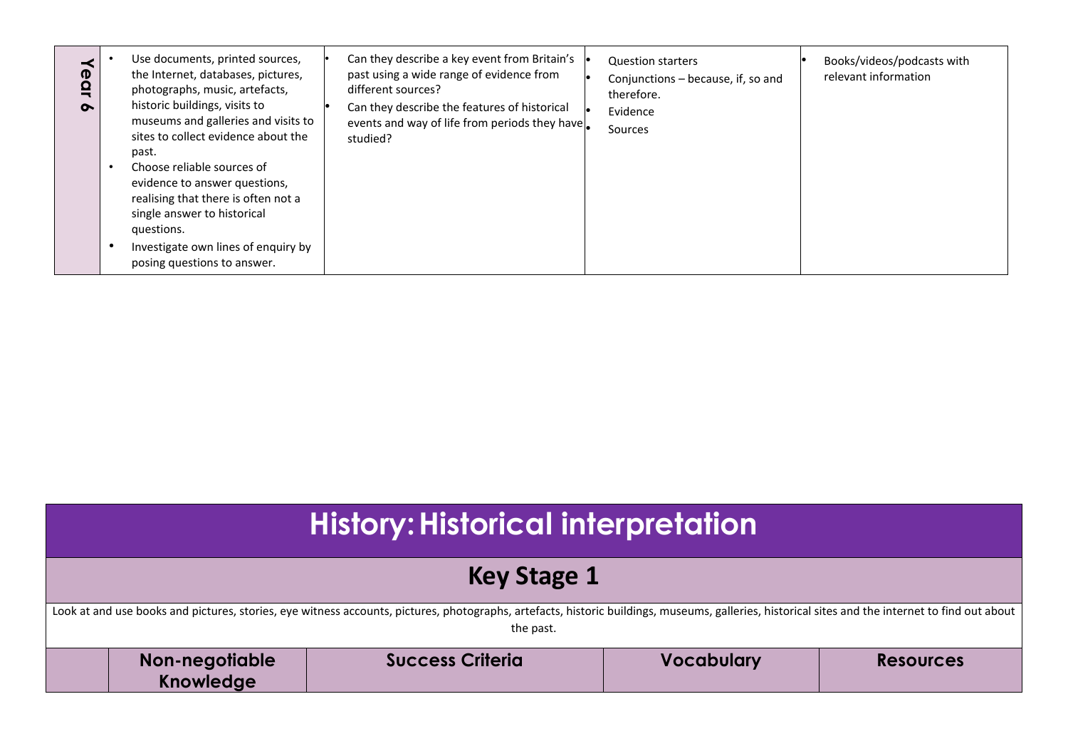| Year 6 | • Use documents, printed sources, the Internet, databases, pictures, photographs, music, artefacts, historic buildings, visits to museums and galleries and visits to sites to collect evidence about the past.<br>• Choose reliable sources of evidence to answer questions, realising that there is often not a single answer to historical questions.<br>• Investigate own lines of enquiry by posing questions to answer. | • Can they describe a key event from Britain's past using a wide range of evidence from different sources?<br>• Can they describe the features of historical events and way of life from periods they have studied? | • Question starters<br>• Conjunctions – because, if, so and therefore.<br>• Evidence<br>• Sources | • Books/videos/podcasts with relevant information |
|---|---|---|---|---|

# History: Historical interpretation

## Key Stage 1

Look at and use books and pictures, stories, eye witness accounts, pictures, photographs, artefacts, historic buildings, museums, galleries, historical sites and the internet to find out about the past.

| | Non-negotiable Knowledge | Success Criteria | Vocabulary | Resources |
|---|---|---|---|---|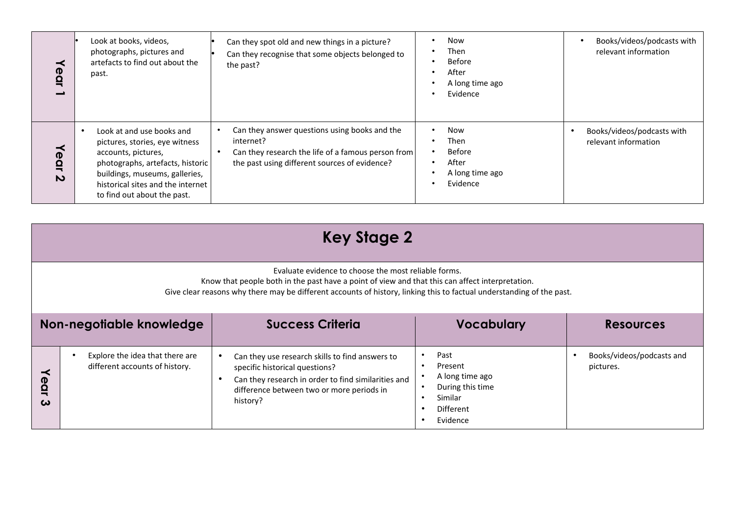| | | | | |
|---|---|---|---|---|
| Year 1 | • Look at books, videos, photographs, pictures and artefacts to find out about the past. | • Can they spot old and new things in a picture?<br>• Can they recognise that some objects belonged to the past? | • Now<br>• Then<br>• Before<br>• After<br>• A long time ago<br>• Evidence | • Books/videos/podcasts with relevant information |
| Year 2 | • Look at and use books and pictures, stories, eye witness accounts, pictures, photographs, artefacts, historic buildings, museums, galleries, historical sites and the internet to find out about the past. | • Can they answer questions using books and the internet?<br>• Can they research the life of a famous person from the past using different sources of evidence? | • Now<br>• Then<br>• Before<br>• After<br>• A long time ago<br>• Evidence | • Books/videos/podcasts with relevant information |

## Key Stage 2

Evaluate evidence to choose the most reliable forms.
Know that people both in the past have a point of view and that this can affect interpretation.
Give clear reasons why there may be different accounts of history, linking this to factual understanding of the past.

| Non-negotiable knowledge | | Success Criteria | Vocabulary | Resources |
|---|---|---|---|---|
| Year 3 | • Explore the idea that there are different accounts of history. | • Can they use research skills to find answers to specific historical questions?<br>• Can they research in order to find similarities and difference between two or more periods in history? | • Past<br>• Present<br>• A long time ago<br>• During this time<br>• Similar<br>• Different<br>• Evidence | • Books/videos/podcasts and pictures. |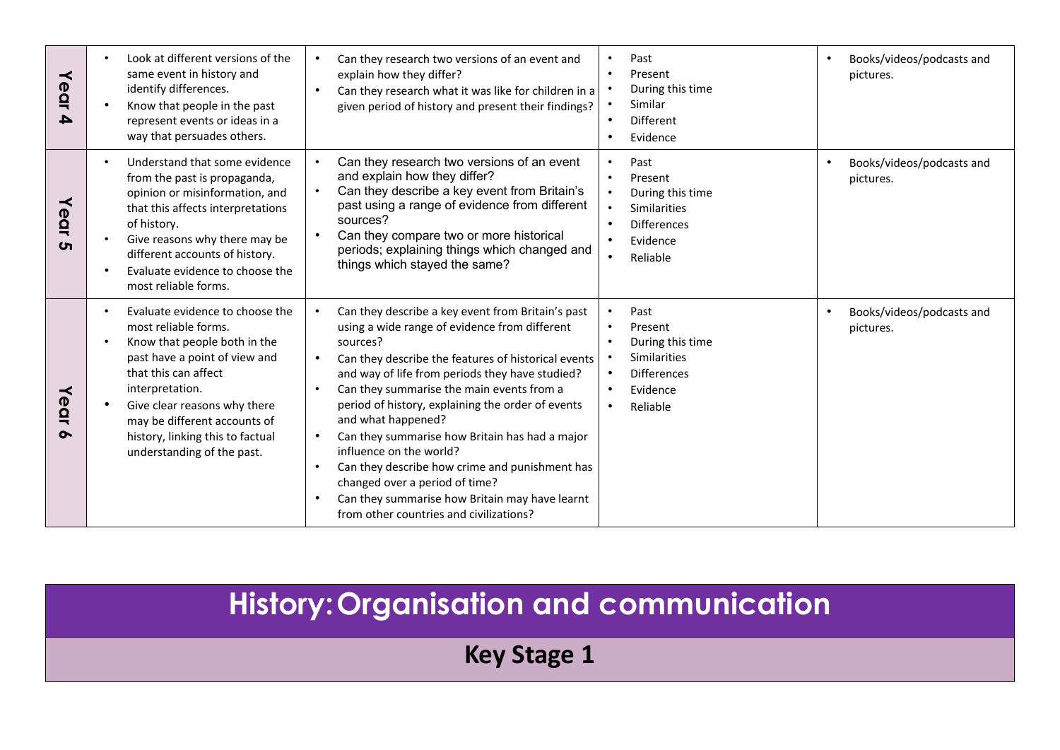| | | | | |
|---|---|---|---|---|
| **Year 4** | • Look at different versions of the same event in history and identify differences.<br>• Know that people in the past represent events or ideas in a way that persuades others. | • Can they research two versions of an event and explain how they differ?<br>• Can they research what it was like for children in a given period of history and present their findings? | • Past<br>• Present<br>• During this time<br>• Similar<br>• Different<br>• Evidence | • Books/videos/podcasts and pictures. |
| **Year 5** | • Understand that some evidence from the past is propaganda, opinion or misinformation, and that this affects interpretations of history.<br>• Give reasons why there may be different accounts of history.<br>• Evaluate evidence to choose the most reliable forms. | • Can they research two versions of an event and explain how they differ?<br>• Can they describe a key event from Britain's past using a range of evidence from different sources?<br>• Can they compare two or more historical periods; explaining things which changed and things which stayed the same? | • Past<br>• Present<br>• During this time<br>• Similarities<br>• Differences<br>• Evidence<br>• Reliable | • Books/videos/podcasts and pictures. |
| **Year 6** | • Evaluate evidence to choose the most reliable forms.<br>• Know that people both in the past have a point of view and that this can affect interpretation.<br>• Give clear reasons why there may be different accounts of history, linking this to factual understanding of the past. | • Can they describe a key event from Britain's past using a wide range of evidence from different sources?<br>• Can they describe the features of historical events and way of life from periods they have studied?<br>• Can they summarise the main events from a period of history, explaining the order of events and what happened?<br>• Can they summarise how Britain has had a major influence on the world?<br>• Can they describe how crime and punishment has changed over a period of time?<br>• Can they summarise how Britain may have learnt from other countries and civilizations? | • Past<br>• Present<br>• During this time<br>• Similarities<br>• Differences<br>• Evidence<br>• Reliable | • Books/videos/podcasts and pictures. |

# History: Organisation and communication

## Key Stage 1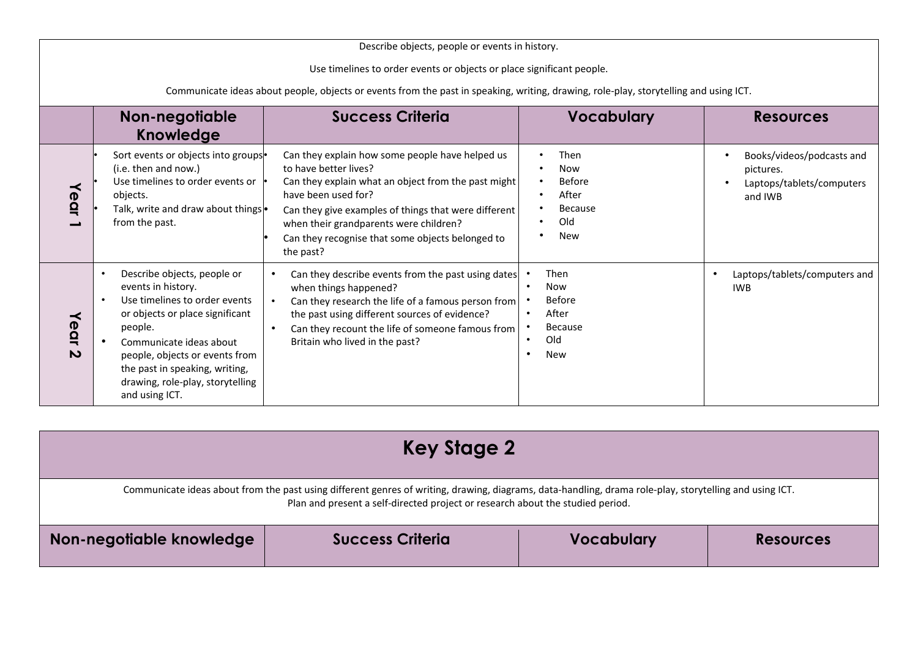Describe objects, people or events in history.

Use timelines to order events or objects or place significant people.

Communicate ideas about people, objects or events from the past in speaking, writing, drawing, role-play, storytelling and using ICT.

| | Non-negotiable Knowledge | Success Criteria | Vocabulary | Resources |
|---|---|---|---|---|
| Year 1 | • Sort events or objects into groups (i.e. then and now.)<br>• Use timelines to order events or objects.<br>• Talk, write and draw about things from the past. | • Can they explain how some people have helped us to have better lives?<br>• Can they explain what an object from the past might have been used for?<br>• Can they give examples of things that were different when their grandparents were children?<br>• Can they recognise that some objects belonged to the past? | • Then<br>• Now<br>• Before<br>• After<br>• Because<br>• Old<br>• New | • Books/videos/podcasts and pictures.<br>• Laptops/tablets/computers and IWB |
| Year 2 | • Describe objects, people or events in history.<br>• Use timelines to order events or objects or place significant people.<br>• Communicate ideas about people, objects or events from the past in speaking, writing, drawing, role-play, storytelling and using ICT. | • Can they describe events from the past using dates when things happened?<br>• Can they research the life of a famous person from the past using different sources of evidence?<br>• Can they recount the life of someone famous from Britain who lived in the past? | • Then<br>• Now<br>• Before<br>• After<br>• Because<br>• Old<br>• New | • Laptops/tablets/computers and IWB |

# Key Stage 2

Communicate ideas about from the past using different genres of writing, drawing, diagrams, data-handling, drama role-play, storytelling and using ICT.
Plan and present a self-directed project or research about the studied period.

| Non-negotiable knowledge | Success Criteria | Vocabulary | Resources |
|---|---|---|---|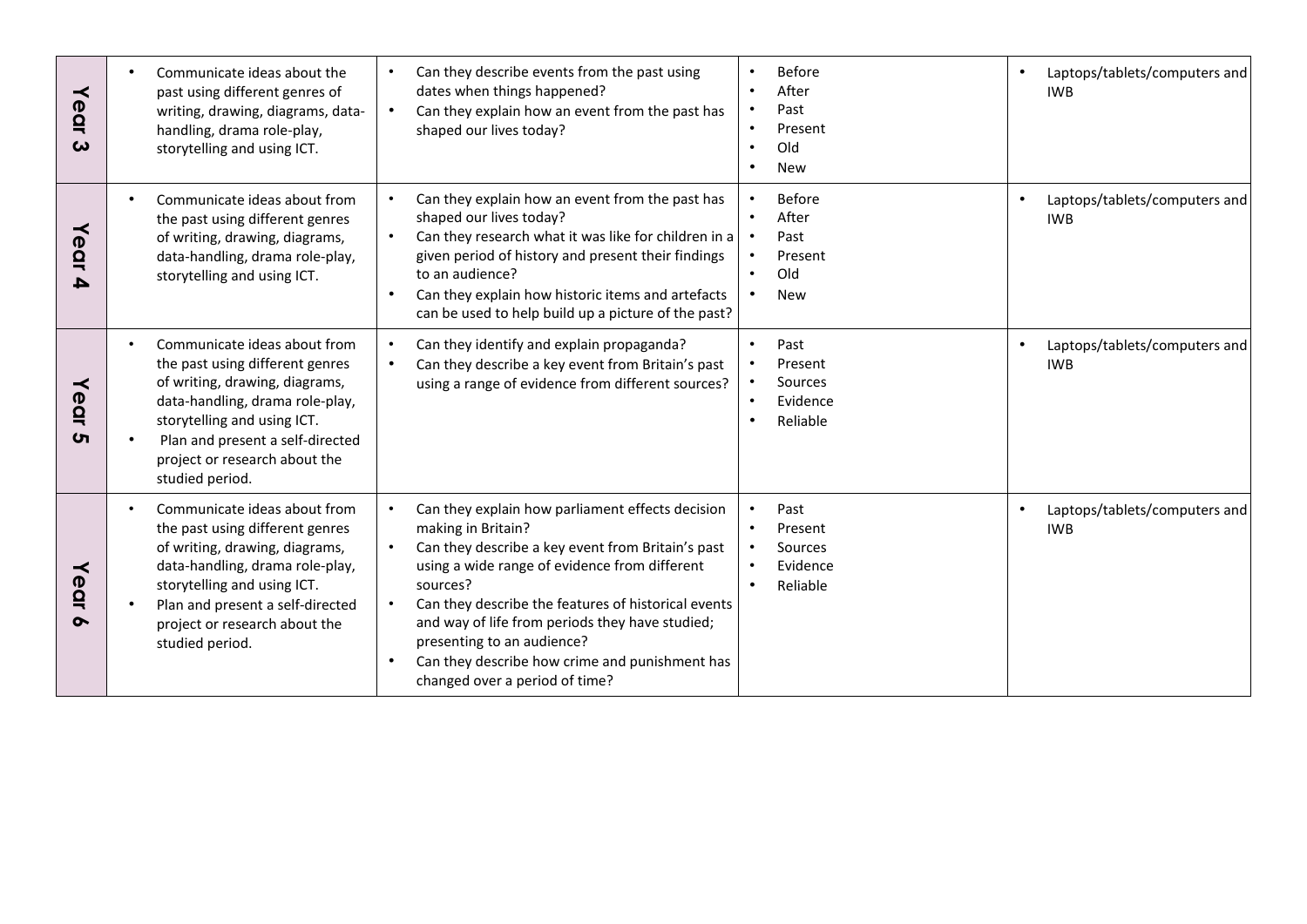| | | | | |
|---|---|---|---|---|
| Year 3 | • Communicate ideas about the past using different genres of writing, drawing, diagrams, data-handling, drama role-play, storytelling and using ICT. | • Can they describe events from the past using dates when things happened?<br>• Can they explain how an event from the past has shaped our lives today? | • Before<br>• After<br>• Past<br>• Present<br>• Old<br>• New | • Laptops/tablets/computers and IWB |
| Year 4 | • Communicate ideas about from the past using different genres of writing, drawing, diagrams, data-handling, drama role-play, storytelling and using ICT. | • Can they explain how an event from the past has shaped our lives today?<br>• Can they research what it was like for children in a given period of history and present their findings to an audience?<br>• Can they explain how historic items and artefacts can be used to help build up a picture of the past? | • Before<br>• After<br>• Past<br>• Present<br>• Old<br>• New | • Laptops/tablets/computers and IWB |
| Year 5 | • Communicate ideas about from the past using different genres of writing, drawing, diagrams, data-handling, drama role-play, storytelling and using ICT.<br>• Plan and present a self-directed project or research about the studied period. | • Can they identify and explain propaganda?<br>• Can they describe a key event from Britain's past using a range of evidence from different sources? | • Past<br>• Present<br>• Sources<br>• Evidence<br>• Reliable | • Laptops/tablets/computers and IWB |
| Year 6 | • Communicate ideas about from the past using different genres of writing, drawing, diagrams, data-handling, drama role-play, storytelling and using ICT.<br>• Plan and present a self-directed project or research about the studied period. | • Can they explain how parliament effects decision making in Britain?<br>• Can they describe a key event from Britain's past using a wide range of evidence from different sources?<br>• Can they describe the features of historical events and way of life from periods they have studied; presenting to an audience?<br>• Can they describe how crime and punishment has changed over a period of time? | • Past<br>• Present<br>• Sources<br>• Evidence<br>• Reliable | • Laptops/tablets/computers and IWB |